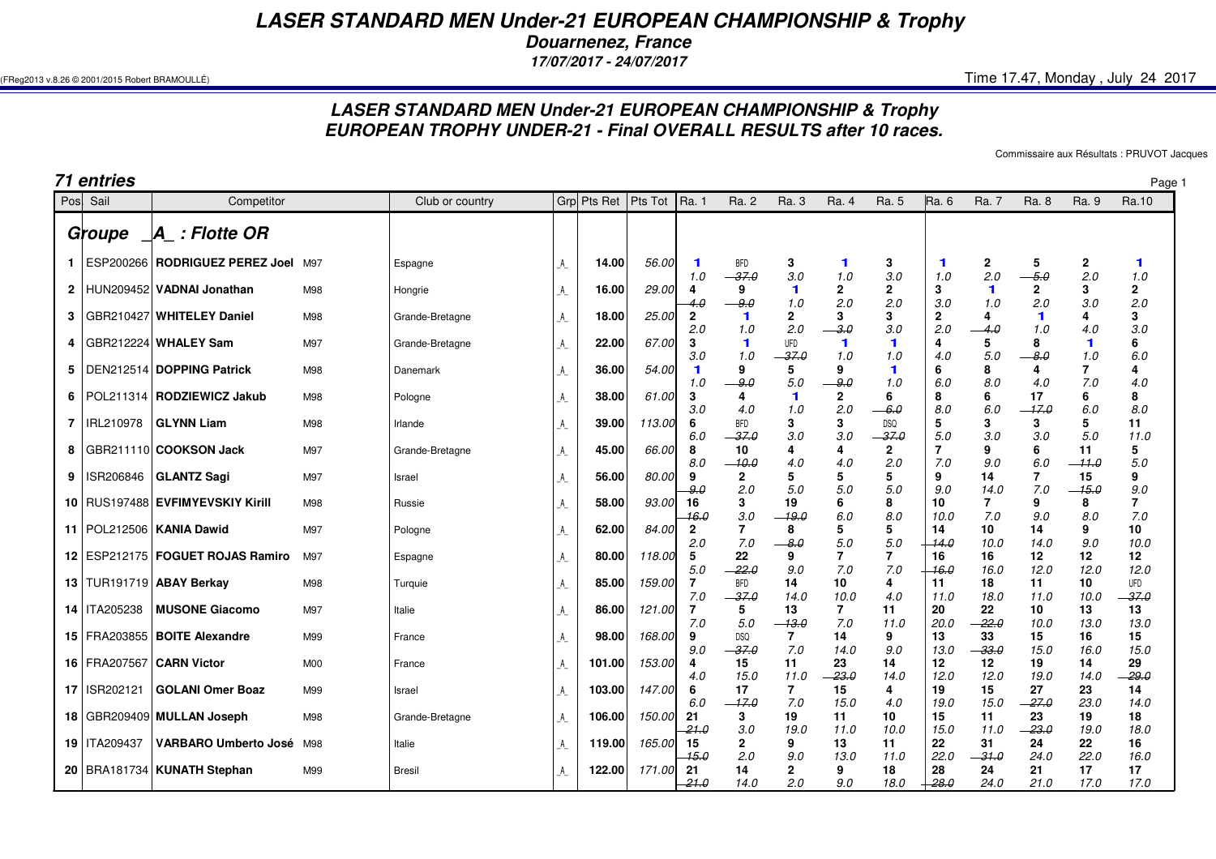# LASER STANDARD MEN Under-21 EUROPEAN CHAMPIONSHIP & Trophy

**Douarnenez, France**

**17/07/2017 - 24/07/2017**

(FReg2013 v.8.26 © 2001/2015 Robert BRAMOULLÉ)

Time 17.47, Monday , July 24 2017

## LASER STANDARD MEN Under-21 EUROPEAN CHAMPIONSHIP & Trophy
## EUROPEAN TROPHY UNDER-21 - Final OVERALL RESULTS after 10 races.

Commissaire aux Résultats : PRUVOT Jacques

**71 entries**

| Pos | Sail | Competitor | | Club or country | Grp | Pts Ret | Pts Tot | Ra. 1 | Ra. 2 | Ra. 3 | Ra. 4 | Ra. 5 | Ra. 6 | Ra. 7 | Ra. 8 | Ra. 9 | Ra.10 |
|---|---|---|---|---|---|---|---|---|---|---|---|---|---|---|---|---|---|
| **Groupe _A_ : Flotte OR** | | | | | | | | | | | | | | | | | |
| 1 | ESP200266 | **RODRIGUEZ PEREZ Joel** | M97 | Espagne | _A_ | 14.00 | 56.00 | 1 1.0 | BFD ~~37.0~~ | 3 3.0 | 1 1.0 | 3 3.0 | 1 1.0 | 2 2.0 | 5 ~~5.0~~ | 2 2.0 | 1 1.0 |
| 2 | HUN209452 | **VADNAI Jonathan** | M98 | Hongrie | _A_ | 16.00 | 29.00 | 4 4.0 | 9 ~~9.0~~ | 1 1.0 | 2 2.0 | 2 2.0 | 3 3.0 | 1 1.0 | 2 2.0 | 3 3.0 | 2 2.0 |
| 3 | GBR210427 | **WHITELEY Daniel** | M98 | Grande-Bretagne | _A_ | 18.00 | 25.00 | 2 2.0 | 1 1.0 | 2 2.0 | 3 ~~3.0~~ | 3 3.0 | 2 2.0 | 4 ~~4.0~~ | 1 1.0 | 4 4.0 | 3 3.0 |
| 4 | GBR212224 | **WHALEY Sam** | M97 | Grande-Bretagne | _A_ | 22.00 | 67.00 | 3 3.0 | 1 1.0 | UFD ~~37.0~~ | 1 1.0 | 1 1.0 | 4 4.0 | 5 5.0 | 8 ~~8.0~~ | 1 1.0 | 6 6.0 |
| 5 | DEN212514 | **DOPPING Patrick** | M98 | Danemark | _A_ | 36.00 | 54.00 | 1 1.0 | 9 ~~9.0~~ | 5 5.0 | 9 ~~9.0~~ | 1 1.0 | 6 6.0 | 8 8.0 | 4 4.0 | 7 7.0 | 4 4.0 |
| 6 | POL211314 | **RODZIEWICZ Jakub** | M98 | Pologne | _A_ | 38.00 | 61.00 | 3 3.0 | 4 4.0 | 1 1.0 | 2 2.0 | 6 ~~6.0~~ | 8 8.0 | 6 6.0 | 17 ~~17.0~~ | 6 6.0 | 8 8.0 |
| 7 | IRL210978 | **GLYNN Liam** | M98 | Irlande | _A_ | 39.00 | 113.00 | 6 6.0 | BFD ~~37.0~~ | 3 3.0 | 3 3.0 | DSQ ~~37.0~~ | 5 5.0 | 3 3.0 | 3 3.0 | 5 5.0 | 11 11.0 |
| 8 | GBR211110 | **COOKSON Jack** | M97 | Grande-Bretagne | _A_ | 45.00 | 66.00 | 8 8.0 | 10 ~~10.0~~ | 4 4.0 | 4 4.0 | 2 2.0 | 7 7.0 | 9 9.0 | 6 6.0 | 11 ~~11.0~~ | 5 5.0 |
| 9 | ISR206846 | **GLANTZ Sagi** | M97 | Israel | _A_ | 56.00 | 80.00 | 9 ~~9.0~~ | 2 2.0 | 5 5.0 | 5 5.0 | 5 5.0 | 9 9.0 | 14 14.0 | 7 7.0 | 15 ~~15.0~~ | 9 9.0 |
| 10 | RUS197488 | **EVFIMYEVSKIY Kirill** | M98 | Russie | _A_ | 58.00 | 93.00 | 16 ~~16.0~~ | 3 3.0 | 19 ~~19.0~~ | 6 6.0 | 8 8.0 | 10 10.0 | 7 7.0 | 9 9.0 | 8 8.0 | 7 7.0 |
| 11 | POL212506 | **KANIA Dawid** | M97 | Pologne | _A_ | 62.00 | 84.00 | 2 2.0 | 7 7.0 | 8 ~~8.0~~ | 5 5.0 | 5 5.0 | 14 ~~14.0~~ | 10 10.0 | 14 14.0 | 9 9.0 | 10 10.0 |
| 12 | ESP212175 | **FOGUET ROJAS Ramiro** | M97 | Espagne | _A_ | 80.00 | 118.00 | 5 5.0 | 22 ~~22.0~~ | 9 9.0 | 7 7.0 | 7 7.0 | 16 ~~16.0~~ | 16 16.0 | 12 12.0 | 12 12.0 | 12 12.0 |
| 13 | TUR191719 | **ABAY Berkay** | M98 | Turquie | _A_ | 85.00 | 159.00 | 7 7.0 | BFD ~~37.0~~ | 14 14.0 | 10 10.0 | 4 4.0 | 11 11.0 | 18 18.0 | 11 11.0 | 10 10.0 | UFD ~~37.0~~ |
| 14 | ITA205238 | **MUSONE Giacomo** | M97 | Italie | _A_ | 86.00 | 121.00 | 7 7.0 | 5 5.0 | 13 ~~13.0~~ | 7 7.0 | 11 11.0 | 20 20.0 | 22 ~~22.0~~ | 10 10.0 | 13 13.0 | 13 13.0 |
| 15 | FRA203855 | **BOITE Alexandre** | M99 | France | _A_ | 98.00 | 168.00 | 9 9.0 | DSQ ~~37.0~~ | 7 7.0 | 14 14.0 | 9 9.0 | 13 13.0 | 33 ~~33.0~~ | 15 15.0 | 16 16.0 | 15 15.0 |
| 16 | FRA207567 | **CARN Victor** | M00 | France | _A_ | 101.00 | 153.00 | 4 4.0 | 15 15.0 | 11 11.0 | 23 ~~23.0~~ | 14 14.0 | 12 12.0 | 12 12.0 | 19 19.0 | 14 14.0 | 29 ~~29.0~~ |
| 17 | ISR202121 | **GOLANI Omer Boaz** | M99 | Israel | _A_ | 103.00 | 147.00 | 6 6.0 | 17 ~~17.0~~ | 7 7.0 | 15 15.0 | 4 4.0 | 19 19.0 | 15 15.0 | 27 ~~27.0~~ | 23 23.0 | 14 14.0 |
| 18 | GBR209409 | **MULLAN Joseph** | M98 | Grande-Bretagne | _A_ | 106.00 | 150.00 | 21 ~~21.0~~ | 3 3.0 | 19 19.0 | 11 11.0 | 10 10.0 | 15 15.0 | 11 11.0 | 23 ~~23.0~~ | 19 19.0 | 18 18.0 |
| 19 | ITA209437 | **VARBARO Umberto José** | M98 | Italie | _A_ | 119.00 | 165.00 | 15 ~~15.0~~ | 2 2.0 | 9 9.0 | 13 13.0 | 11 11.0 | 22 22.0 | 31 ~~31.0~~ | 24 24.0 | 22 22.0 | 16 16.0 |
| 20 | BRA181734 | **KUNATH Stephan** | M99 | Bresil | _A_ | 122.00 | 171.00 | 21 ~~21.0~~ | 14 14.0 | 2 2.0 | 9 9.0 | 18 18.0 | 28 ~~28.0~~ | 24 24.0 | 21 21.0 | 17 17.0 | 17 17.0 |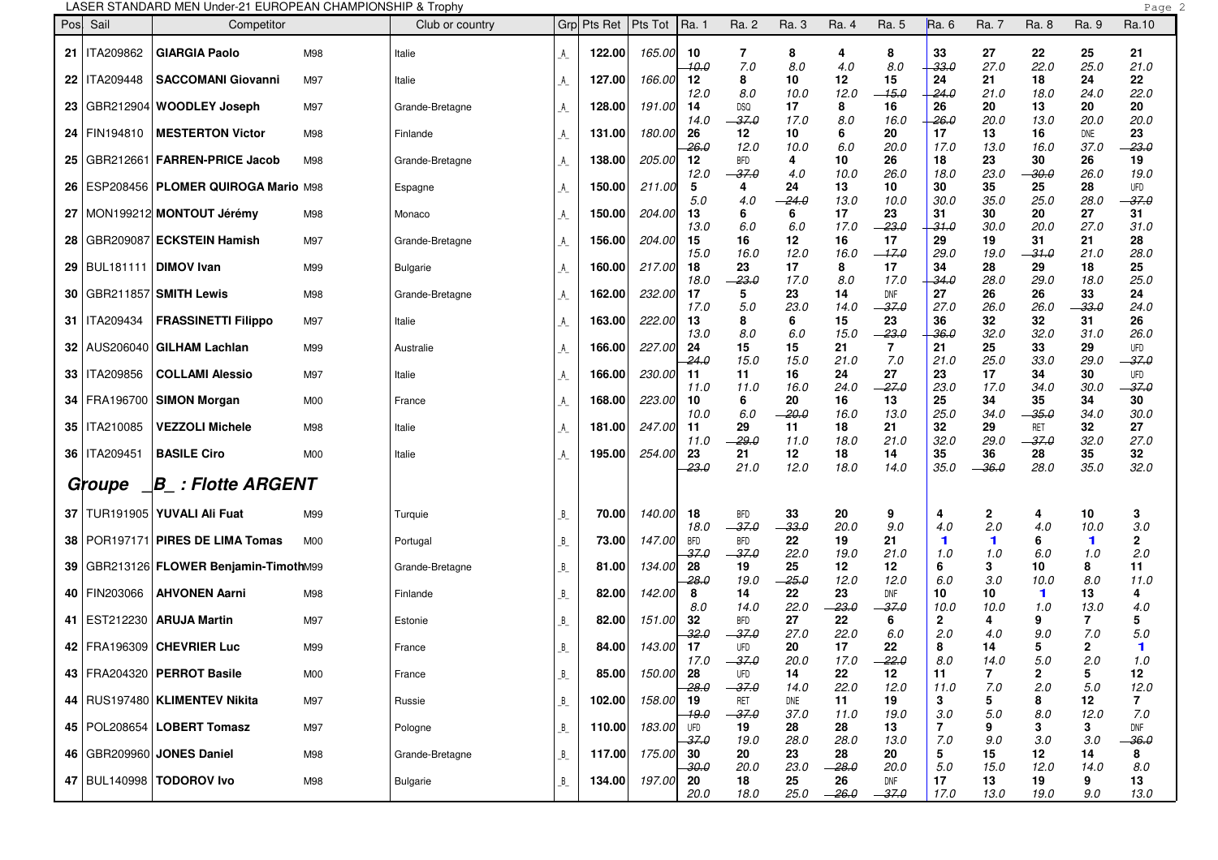LASER STANDARD MEN Under-21 EUROPEAN CHAMPIONSHIP & Trophy

| Pos | Sail | Competitor | | Club or country | Grp | Pts Ret | Pts Tot | Ra. 1 | Ra. 2 | Ra. 3 | Ra. 4 | Ra. 5 | Ra. 6 | Ra. 7 | Ra. 8 | Ra. 9 | Ra.10 |
|---|---|---|---|---|---|---|---|---|---|---|---|---|---|---|---|---|---|
| 21 | ITA209862 | **GIARGIA Paolo** | M98 | Italie | _A_ | 122.00 | 165.00 | 10 ~~10.0~~ | 7 7.0 | 8 8.0 | 4 4.0 | 8 8.0 | 33 ~~33.0~~ | 27 27.0 | 22 22.0 | 25 25.0 | 21 21.0 |
| 22 | ITA209448 | **SACCOMANI Giovanni** | M97 | Italie | _A_ | 127.00 | 166.00 | 12 12.0 | 8 8.0 | 10 10.0 | 12 12.0 | 15 ~~15.0~~ | 24 ~~24.0~~ | 21 21.0 | 18 18.0 | 24 24.0 | 22 22.0 |
| 23 | GBR212904 | **WOODLEY Joseph** | M97 | Grande-Bretagne | _A_ | 128.00 | 191.00 | 14 14.0 | DSQ ~~37.0~~ | 17 17.0 | 8 8.0 | 16 16.0 | 26 ~~26.0~~ | 20 20.0 | 13 13.0 | 20 20.0 | 20 20.0 |
| 24 | FIN194810 | **MESTERTON Victor** | M98 | Finlande | _A_ | 131.00 | 180.00 | 26 ~~26.0~~ | 12 12.0 | 10 10.0 | 6 6.0 | 20 20.0 | 17 17.0 | 13 13.0 | 16 16.0 | DNE 37.0 | 23 ~~23.0~~ |
| 25 | GBR212661 | **FARREN-PRICE Jacob** | M98 | Grande-Bretagne | _A_ | 138.00 | 205.00 | 12 12.0 | BFD ~~37.0~~ | 4 4.0 | 10 10.0 | 26 26.0 | 18 18.0 | 23 23.0 | 30 ~~30.0~~ | 26 26.0 | 19 19.0 |
| 26 | ESP208456 | **PLOMER QUIROGA Mario** | M98 | Espagne | _A_ | 150.00 | 211.00 | 5 5.0 | 4 4.0 | 24 ~~24.0~~ | 13 13.0 | 10 10.0 | 30 30.0 | 35 35.0 | 25 25.0 | 28 28.0 | UFD ~~37.0~~ |
| 27 | MON199212 | **MONTOUT Jérémy** | M98 | Monaco | _A_ | 150.00 | 204.00 | 13 13.0 | 6 6.0 | 6 6.0 | 17 17.0 | 23 ~~23.0~~ | 31 ~~31.0~~ | 30 30.0 | 20 20.0 | 27 27.0 | 31 31.0 |
| 28 | GBR209087 | **ECKSTEIN Hamish** | M97 | Grande-Bretagne | _A_ | 156.00 | 204.00 | 15 15.0 | 16 16.0 | 12 12.0 | 16 16.0 | 17 ~~17.0~~ | 29 29.0 | 19 19.0 | 31 ~~31.0~~ | 21 21.0 | 28 28.0 |
| 29 | BUL181111 | **DIMOV Ivan** | M99 | Bulgarie | _A_ | 160.00 | 217.00 | 18 18.0 | 23 ~~23.0~~ | 17 17.0 | 8 8.0 | 17 17.0 | 34 ~~34.0~~ | 28 28.0 | 29 29.0 | 18 18.0 | 25 25.0 |
| 30 | GBR211857 | **SMITH Lewis** | M98 | Grande-Bretagne | _A_ | 162.00 | 232.00 | 17 17.0 | 5 5.0 | 23 23.0 | 14 14.0 | DNF ~~37.0~~ | 27 27.0 | 26 26.0 | 26 26.0 | 33 ~~33.0~~ | 24 24.0 |
| 31 | ITA209434 | **FRASSINETTI Filippo** | M97 | Italie | _A_ | 163.00 | 222.00 | 13 13.0 | 8 8.0 | 6 6.0 | 15 15.0 | 23 ~~23.0~~ | 36 ~~36.0~~ | 32 32.0 | 32 32.0 | 31 31.0 | 26 26.0 |
| 32 | AUS206040 | **GILHAM Lachlan** | M99 | Australie | _A_ | 166.00 | 227.00 | 24 ~~24.0~~ | 15 15.0 | 15 15.0 | 21 21.0 | 7 7.0 | 21 21.0 | 25 25.0 | 33 33.0 | 29 29.0 | UFD ~~37.0~~ |
| 33 | ITA209856 | **COLLAMI Alessio** | M97 | Italie | _A_ | 166.00 | 230.00 | 11 11.0 | 11 11.0 | 16 16.0 | 24 24.0 | 27 ~~27.0~~ | 23 23.0 | 17 17.0 | 34 34.0 | 30 30.0 | UFD ~~37.0~~ |
| 34 | FRA196700 | **SIMON Morgan** | M00 | France | _A_ | 168.00 | 223.00 | 10 10.0 | 6 6.0 | 20 ~~20.0~~ | 16 16.0 | 13 13.0 | 25 25.0 | 34 34.0 | 35 ~~35.0~~ | 34 34.0 | 30 30.0 |
| 35 | ITA210085 | **VEZZOLI Michele** | M98 | Italie | _A_ | 181.00 | 247.00 | 11 11.0 | 29 ~~29.0~~ | 11 11.0 | 18 18.0 | 21 21.0 | 32 32.0 | 29 29.0 | RET ~~37.0~~ | 32 32.0 | 27 27.0 |
| 36 | ITA209451 | **BASILE Ciro** | M00 | Italie | _A_ | 195.00 | 254.00 | 23 ~~23.0~~ | 21 21.0 | 12 12.0 | 18 18.0 | 14 14.0 | 35 35.0 | 36 ~~36.0~~ | 28 28.0 | 35 35.0 | 32 32.0 |
| ***Groupe _B_ : Flotte ARGENT*** | | | | | | | | | | | | | | | | | |
| 37 | TUR191905 | **YUVALI Ali Fuat** | M99 | Turquie | _B_ | 70.00 | 140.00 | 18 18.0 | BFD ~~37.0~~ | 33 ~~33.0~~ | 20 20.0 | 9 9.0 | 4 4.0 | 2 2.0 | 4 4.0 | 10 10.0 | 3 3.0 |
| 38 | POR197171 | **PIRES DE LIMA Tomas** | M00 | Portugal | _B_ | 73.00 | 147.00 | BFD ~~37.0~~ | BFD ~~37.0~~ | 22 22.0 | 19 19.0 | 21 21.0 | 1 1.0 | 1 1.0 | 6 6.0 | 1 1.0 | 2 2.0 |
| 39 | GBR213126 | **FLOWER Benjamin-Timoth** | M99 | Grande-Bretagne | _B_ | 81.00 | 134.00 | 28 ~~28.0~~ | 19 19.0 | 25 ~~25.0~~ | 12 12.0 | 12 12.0 | 6 6.0 | 3 3.0 | 10 10.0 | 8 8.0 | 11 11.0 |
| 40 | FIN203066 | **AHVONEN Aarni** | M98 | Finlande | _B_ | 82.00 | 142.00 | 8 8.0 | 14 14.0 | 22 22.0 | 23 ~~23.0~~ | DNF ~~37.0~~ | 10 10.0 | 10 10.0 | 1 1.0 | 13 13.0 | 4 4.0 |
| 41 | EST212230 | **ARUJA Martin** | M97 | Estonie | _B_ | 82.00 | 151.00 | 32 ~~32.0~~ | BFD ~~37.0~~ | 27 27.0 | 22 22.0 | 6 6.0 | 2 2.0 | 4 4.0 | 9 9.0 | 7 7.0 | 5 5.0 |
| 42 | FRA196309 | **CHEVRIER Luc** | M99 | France | _B_ | 84.00 | 143.00 | 17 17.0 | UFD ~~37.0~~ | 20 20.0 | 17 17.0 | 22 ~~22.0~~ | 8 8.0 | 14 14.0 | 5 5.0 | 2 2.0 | 1 1.0 |
| 43 | FRA204320 | **PERROT Basile** | M00 | France | _B_ | 85.00 | 150.00 | 28 ~~28.0~~ | UFD ~~37.0~~ | 14 14.0 | 22 22.0 | 12 12.0 | 11 11.0 | 7 7.0 | 2 2.0 | 5 5.0 | 12 12.0 |
| 44 | RUS197480 | **KLIMENTEV Nikita** | M97 | Russie | _B_ | 102.00 | 158.00 | 19 ~~19.0~~ | RET ~~37.0~~ | DNE 37.0 | 11 11.0 | 19 19.0 | 3 3.0 | 5 5.0 | 8 8.0 | 12 12.0 | 7 7.0 |
| 45 | POL208654 | **LOBERT Tomasz** | M97 | Pologne | _B_ | 110.00 | 183.00 | UFD ~~37.0~~ | 19 19.0 | 28 28.0 | 28 28.0 | 13 13.0 | 7 7.0 | 9 9.0 | 3 3.0 | 3 3.0 | DNF ~~36.0~~ |
| 46 | GBR209960 | **JONES Daniel** | M98 | Grande-Bretagne | _B_ | 117.00 | 175.00 | 30 ~~30.0~~ | 20 20.0 | 23 23.0 | 28 ~~28.0~~ | 20 20.0 | 5 5.0 | 15 15.0 | 12 12.0 | 14 14.0 | 8 8.0 |
| 47 | BUL140998 | **TODOROV Ivo** | M98 | Bulgarie | _B_ | 134.00 | 197.00 | 20 20.0 | 18 18.0 | 25 25.0 | 26 ~~26.0~~ | DNF ~~37.0~~ | 17 17.0 | 13 13.0 | 19 19.0 | 9 9.0 | 13 13.0 |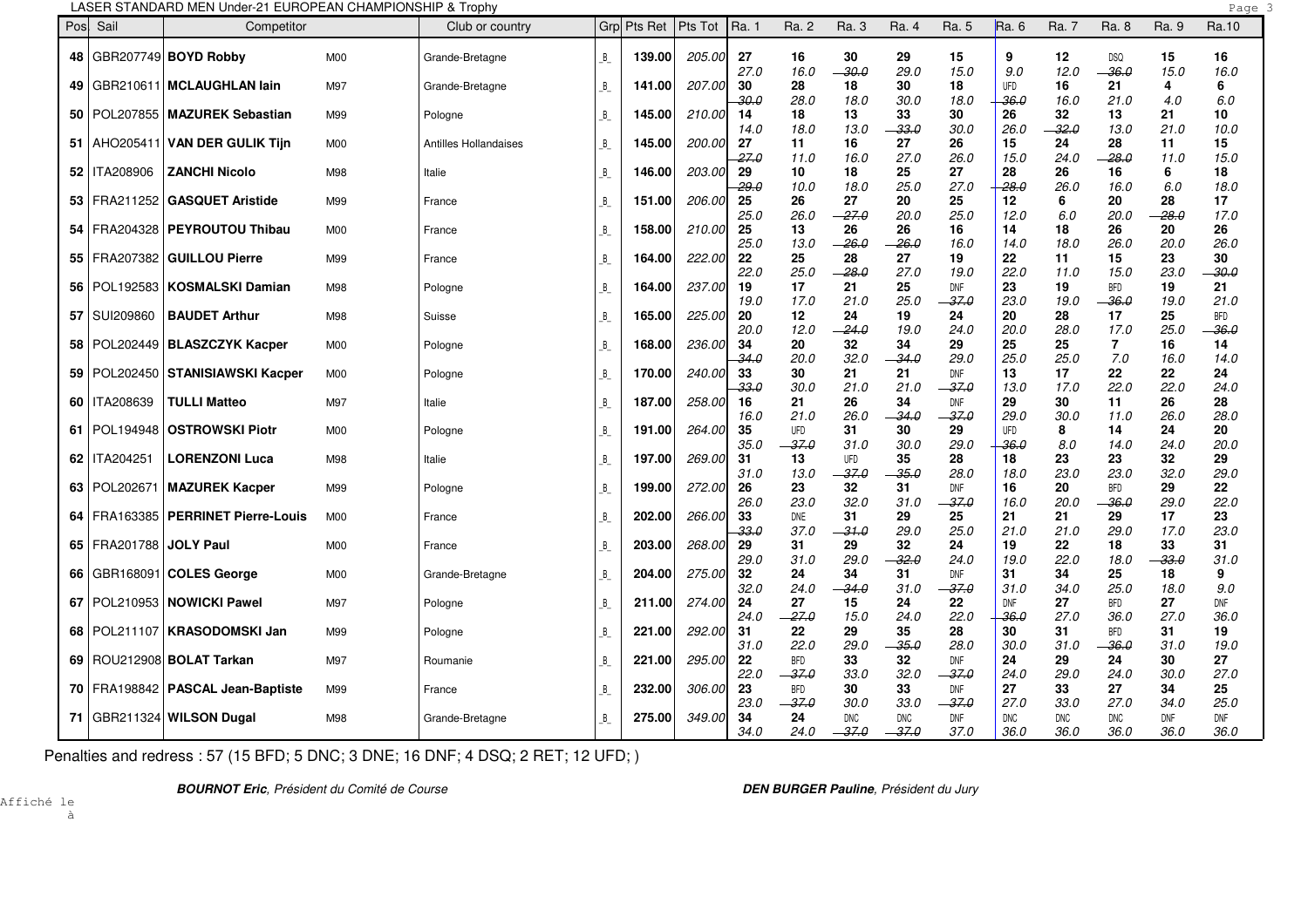LASER STANDARD MEN Under-21 EUROPEAN CHAMPIONSHIP & Trophy

| Pos | Sail | Competitor | | Club or country | Grp | Pts Ret | Pts Tot | Ra. 1 | Ra. 2 | Ra. 3 | Ra. 4 | Ra. 5 | Ra. 6 | Ra. 7 | Ra. 8 | Ra. 9 | Ra.10 |
|---|---|---|---|---|---|---|---|---|---|---|---|---|---|---|---|---|---|
| 48 | GBR207749 | **BOYD Robby** | M00 | Grande-Bretagne | _B_ | 139.00 | 205.00 | 27 27.0 | 16 16.0 | 30 -30.0 | 29 29.0 | 15 15.0 | 9 9.0 | 12 12.0 | DSQ -36.0 | 15 15.0 | 16 16.0 |
| 49 | GBR210611 | **MCLAUGHLAN Iain** | M97 | Grande-Bretagne | _B_ | 141.00 | 207.00 | 30 -30.0 | 28 28.0 | 18 18.0 | 30 30.0 | 18 18.0 | UFD -36.0 | 16 16.0 | 21 21.0 | 4 4.0 | 6 6.0 |
| 50 | POL207855 | **MAZUREK Sebastian** | M99 | Pologne | _B_ | 145.00 | 210.00 | 14 14.0 | 18 18.0 | 13 13.0 | 33 -33.0 | 30 30.0 | 26 26.0 | 32 -32.0 | 13 13.0 | 21 21.0 | 10 10.0 |
| 51 | AHO205411 | **VAN DER GULIK Tijn** | M00 | Antilles Hollandaises | _B_ | 145.00 | 200.00 | 27 -27.0 | 11 11.0 | 16 16.0 | 27 27.0 | 26 26.0 | 15 15.0 | 24 24.0 | 28 -28.0 | 11 11.0 | 15 15.0 |
| 52 | ITA208906 | **ZANCHI Nicolo** | M98 | Italie | _B_ | 146.00 | 203.00 | 29 -29.0 | 10 10.0 | 18 18.0 | 25 25.0 | 27 27.0 | 28 -28.0 | 26 26.0 | 16 16.0 | 6 6.0 | 18 18.0 |
| 53 | FRA211252 | **GASQUET Aristide** | M99 | France | _B_ | 151.00 | 206.00 | 25 25.0 | 26 26.0 | 27 -27.0 | 20 20.0 | 25 25.0 | 12 12.0 | 6 6.0 | 20 20.0 | 28 -28.0 | 17 17.0 |
| 54 | FRA204328 | **PEYROUTOU Thibau** | M00 | France | _B_ | 158.00 | 210.00 | 25 25.0 | 13 13.0 | 26 -26.0 | 26 -26.0 | 16 16.0 | 14 14.0 | 18 18.0 | 26 26.0 | 20 20.0 | 26 26.0 |
| 55 | FRA207382 | **GUILLOU Pierre** | M99 | France | _B_ | 164.00 | 222.00 | 22 22.0 | 25 25.0 | 28 -28.0 | 27 27.0 | 19 19.0 | 22 22.0 | 11 11.0 | 15 15.0 | 23 23.0 | 30 -30.0 |
| 56 | POL192583 | **KOSMALSKI Damian** | M98 | Pologne | _B_ | 164.00 | 237.00 | 19 19.0 | 17 17.0 | 21 21.0 | 25 25.0 | DNF -37.0 | 23 23.0 | 19 19.0 | BFD -36.0 | 19 19.0 | 21 21.0 |
| 57 | SUI209860 | **BAUDET Arthur** | M98 | Suisse | _B_ | 165.00 | 225.00 | 20 20.0 | 12 12.0 | 24 -24.0 | 19 19.0 | 24 24.0 | 20 20.0 | 28 28.0 | 17 17.0 | 25 25.0 | BFD -36.0 |
| 58 | POL202449 | **BLASZCZYK Kacper** | M00 | Pologne | _B_ | 168.00 | 236.00 | 34 -34.0 | 20 20.0 | 32 32.0 | 34 -34.0 | 29 29.0 | 25 25.0 | 25 25.0 | 7 7.0 | 16 16.0 | 14 14.0 |
| 59 | POL202450 | **STANISIAWSKI Kacper** | M00 | Pologne | _B_ | 170.00 | 240.00 | 33 -33.0 | 30 30.0 | 21 21.0 | 21 21.0 | DNF -37.0 | 13 13.0 | 17 17.0 | 22 22.0 | 22 22.0 | 24 24.0 |
| 60 | ITA208639 | **TULLI Matteo** | M97 | Italie | _B_ | 187.00 | 258.00 | 16 16.0 | 21 21.0 | 26 26.0 | 34 -34.0 | DNF -37.0 | 29 29.0 | 30 30.0 | 11 11.0 | 26 26.0 | 28 28.0 |
| 61 | POL194948 | **OSTROWSKI Piotr** | M00 | Pologne | _B_ | 191.00 | 264.00 | 35 35.0 | UFD -37.0 | 31 31.0 | 30 30.0 | 29 29.0 | UFD -36.0 | 8 8.0 | 14 14.0 | 24 24.0 | 20 20.0 |
| 62 | ITA204251 | **LORENZONI Luca** | M98 | Italie | _B_ | 197.00 | 269.00 | 31 31.0 | 13 13.0 | UFD -37.0 | 35 -35.0 | 28 28.0 | 18 18.0 | 23 23.0 | 23 23.0 | 32 32.0 | 29 29.0 |
| 63 | POL202671 | **MAZUREK Kacper** | M99 | Pologne | _B_ | 199.00 | 272.00 | 26 26.0 | 23 23.0 | 32 32.0 | 31 31.0 | DNF -37.0 | 16 16.0 | 20 20.0 | BFD -36.0 | 29 29.0 | 22 22.0 |
| 64 | FRA163385 | **PERRINET Pierre-Louis** | M00 | France | _B_ | 202.00 | 266.00 | 33 -33.0 | DNE 37.0 | 31 -31.0 | 29 29.0 | 25 25.0 | 21 21.0 | 21 21.0 | 29 29.0 | 17 17.0 | 23 23.0 |
| 65 | FRA201788 | **JOLY Paul** | M00 | France | _B_ | 203.00 | 268.00 | 29 29.0 | 31 31.0 | 29 29.0 | 32 -32.0 | 24 24.0 | 19 19.0 | 22 22.0 | 18 18.0 | 33 -33.0 | 31 31.0 |
| 66 | GBR168091 | **COLES George** | M00 | Grande-Bretagne | _B_ | 204.00 | 275.00 | 32 32.0 | 24 24.0 | 34 -34.0 | 31 31.0 | DNF -37.0 | 31 31.0 | 34 34.0 | 25 25.0 | 18 18.0 | 9 9.0 |
| 67 | POL210953 | **NOWICKI Pawel** | M97 | Pologne | _B_ | 211.00 | 274.00 | 24 24.0 | 27 -27.0 | 15 15.0 | 24 24.0 | 22 22.0 | DNF -36.0 | 27 27.0 | BFD 36.0 | 27 27.0 | DNF 36.0 |
| 68 | POL211107 | **KRASODOMSKI Jan** | M99 | Pologne | _B_ | 221.00 | 292.00 | 31 31.0 | 22 22.0 | 29 29.0 | 35 -35.0 | 28 28.0 | 30 30.0 | 31 31.0 | BFD -36.0 | 31 31.0 | 19 19.0 |
| 69 | ROU212908 | **BOLAT Tarkan** | M97 | Roumanie | _B_ | 221.00 | 295.00 | 22 22.0 | BFD -37.0 | 33 33.0 | 32 32.0 | DNF -37.0 | 24 24.0 | 29 29.0 | 24 24.0 | 30 30.0 | 27 27.0 |
| 70 | FRA198842 | **PASCAL Jean-Baptiste** | M99 | France | _B_ | 232.00 | 306.00 | 23 23.0 | BFD -37.0 | 30 30.0 | 33 33.0 | DNF -37.0 | 27 27.0 | 33 33.0 | 27 27.0 | 34 34.0 | 25 25.0 |
| 71 | GBR211324 | **WILSON Dugal** | M98 | Grande-Bretagne | _B_ | 275.00 | 349.00 | 34 34.0 | 24 24.0 | DNC -37.0 | DNC -37.0 | DNF 37.0 | DNC 36.0 | DNC 36.0 | DNC 36.0 | DNF 36.0 | DNF 36.0 |

Penalties and redress : 57 (15 BFD; 5 DNC; 3 DNE; 16 DNF; 4 DSQ; 2 RET; 12 UFD; )

***BOURNOT Eric**, Président du Comité de Course*

***DEN BURGER Pauline**, Président du Jury*

Affiché le
à